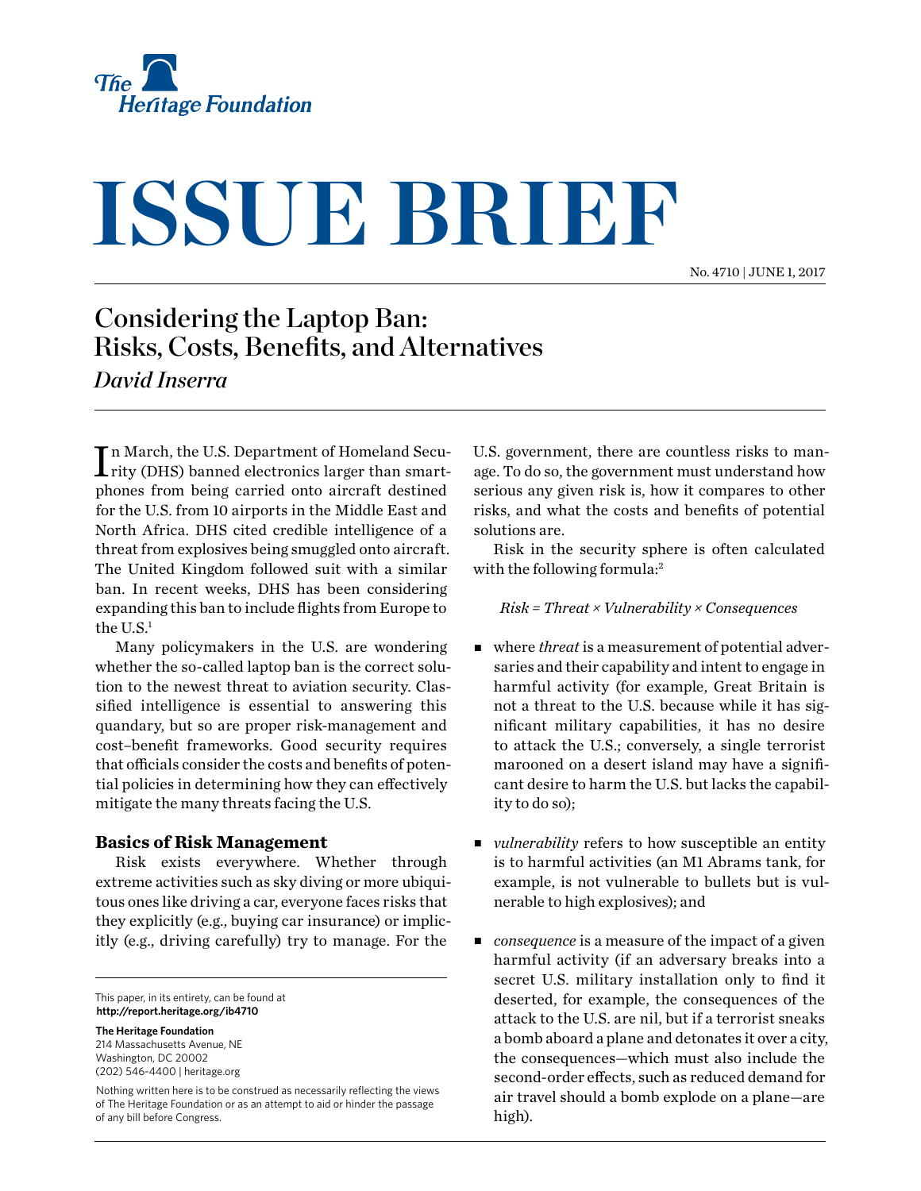The Heritage Foundation

# ISSUE BRIEF

No. 4710 | JUNE 1, 2017

## Considering the Laptop Ban: Risks, Costs, Benefits, and Alternatives

*David Inserra*

In March, the U.S. Department of Homeland Security (DHS) banned electronics larger than smartphones from being carried onto aircraft destined for the U.S. from 10 airports in the Middle East and North Africa. DHS cited credible intelligence of a threat from explosives being smuggled onto aircraft. The United Kingdom followed suit with a similar ban. In recent weeks, DHS has been considering expanding this ban to include flights from Europe to the U.S.[1]

Many policymakers in the U.S. are wondering whether the so-called laptop ban is the correct solution to the newest threat to aviation security. Classified intelligence is essential to answering this quandary, but so are proper risk-management and cost–benefit frameworks. Good security requires that officials consider the costs and benefits of potential policies in determining how they can effectively mitigate the many threats facing the U.S.

### Basics of Risk Management

Risk exists everywhere. Whether through extreme activities such as sky diving or more ubiquitous ones like driving a car, everyone faces risks that they explicitly (e.g., buying car insurance) or implicitly (e.g., driving carefully) try to manage. For the U.S. government, there are countless risks to manage. To do so, the government must understand how serious any given risk is, how it compares to other risks, and what the costs and benefits of potential solutions are.

Risk in the security sphere is often calculated with the following formula:[2]

*Risk = Threat × Vulnerability × Consequences*

- where *threat* is a measurement of potential adversaries and their capability and intent to engage in harmful activity (for example, Great Britain is not a threat to the U.S. because while it has significant military capabilities, it has no desire to attack the U.S.; conversely, a single terrorist marooned on a desert island may have a significant desire to harm the U.S. but lacks the capability to do so);
- *vulnerability* refers to how susceptible an entity is to harmful activities (an M1 Abrams tank, for example, is not vulnerable to bullets but is vulnerable to high explosives); and
- *consequence* is a measure of the impact of a given harmful activity (if an adversary breaks into a secret U.S. military installation only to find it deserted, for example, the consequences of the attack to the U.S. are nil, but if a terrorist sneaks a bomb aboard a plane and detonates it over a city, the consequences—which must also include the second-order effects, such as reduced demand for air travel should a bomb explode on a plane—are high).

---

This paper, in its entirety, can be found at **http://report.heritage.org/ib4710**

**The Heritage Foundation**
214 Massachusetts Avenue, NE
Washington, DC 20002
(202) 546-4400 | heritage.org

Nothing written here is to be construed as necessarily reflecting the views of The Heritage Foundation or as an attempt to aid or hinder the passage of any bill before Congress.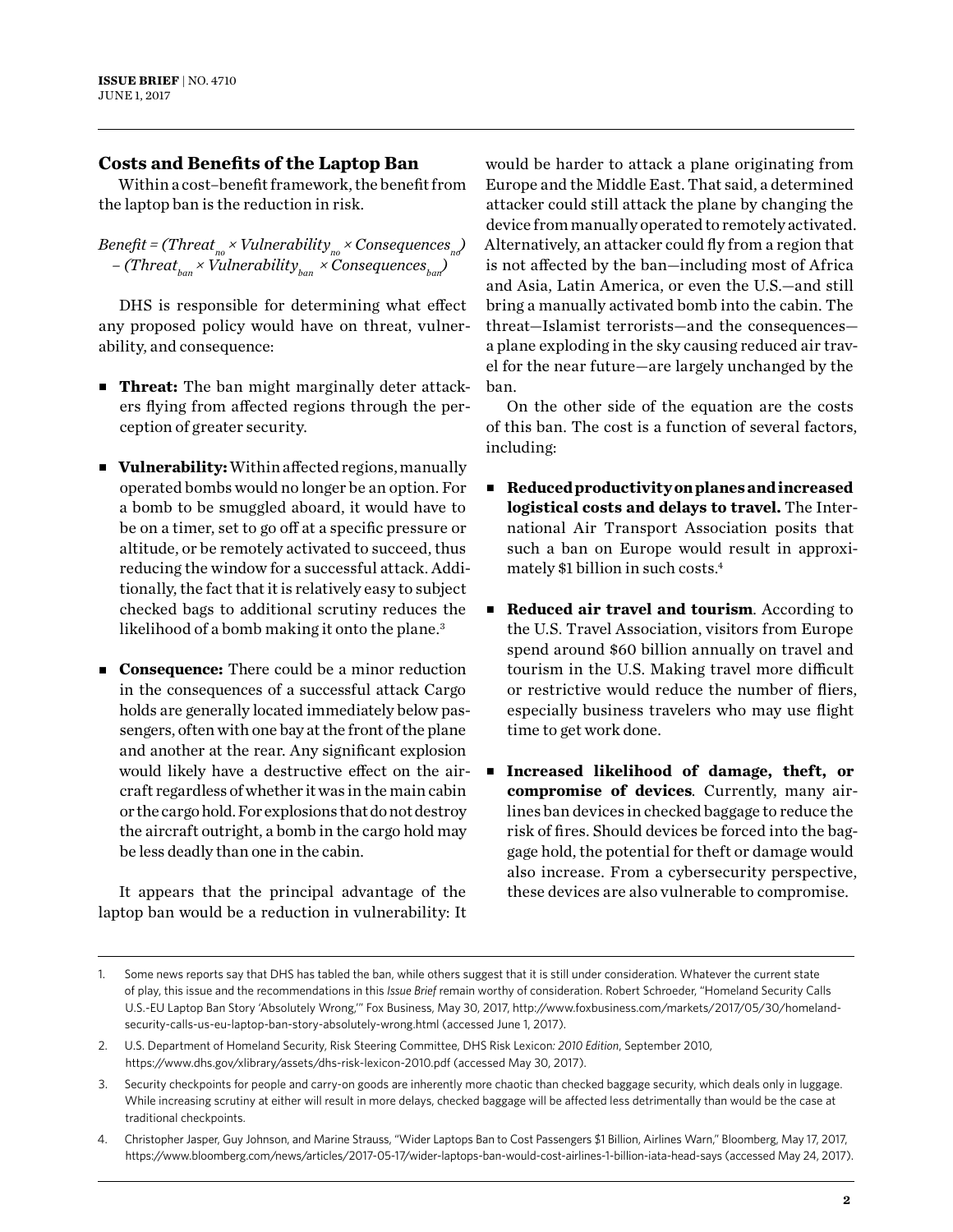## Costs and Benefits of the Laptop Ban

Within a cost–benefit framework, the benefit from the laptop ban is the reduction in risk.

$$Benefit = (Threat_{no} \times Vulnerability_{no} \times Consequences_{no}) - (Threat_{ban} \times Vulnerability_{ban} \times Consequences_{ban})$$

DHS is responsible for determining what effect any proposed policy would have on threat, vulnerability, and consequence:

- **Threat:** The ban might marginally deter attackers flying from affected regions through the perception of greater security.
- **Vulnerability:** Within affected regions, manually operated bombs would no longer be an option. For a bomb to be smuggled aboard, it would have to be on a timer, set to go off at a specific pressure or altitude, or be remotely activated to succeed, thus reducing the window for a successful attack. Additionally, the fact that it is relatively easy to subject checked bags to additional scrutiny reduces the likelihood of a bomb making it onto the plane.[3]
- **Consequence:** There could be a minor reduction in the consequences of a successful attack Cargo holds are generally located immediately below passengers, often with one bay at the front of the plane and another at the rear. Any significant explosion would likely have a destructive effect on the aircraft regardless of whether it was in the main cabin or the cargo hold. For explosions that do not destroy the aircraft outright, a bomb in the cargo hold may be less deadly than one in the cabin.

It appears that the principal advantage of the laptop ban would be a reduction in vulnerability: It would be harder to attack a plane originating from Europe and the Middle East. That said, a determined attacker could still attack the plane by changing the device from manually operated to remotely activated. Alternatively, an attacker could fly from a region that is not affected by the ban—including most of Africa and Asia, Latin America, or even the U.S.—and still bring a manually activated bomb into the cabin. The threat—Islamist terrorists—and the consequences—a plane exploding in the sky causing reduced air travel for the near future—are largely unchanged by the ban.

On the other side of the equation are the costs of this ban. The cost is a function of several factors, including:

- **Reduced productivity on planes and increased logistical costs and delays to travel.** The International Air Transport Association posits that such a ban on Europe would result in approximately $1 billion in such costs.[4]
- **Reduced air travel and tourism**. According to the U.S. Travel Association, visitors from Europe spend around $60 billion annually on travel and tourism in the U.S. Making travel more difficult or restrictive would reduce the number of fliers, especially business travelers who may use flight time to get work done.
- **Increased likelihood of damage, theft, or compromise of devices**. Currently, many airlines ban devices in checked baggage to reduce the risk of fires. Should devices be forced into the baggage hold, the potential for theft or damage would also increase. From a cybersecurity perspective, these devices are also vulnerable to compromise.

---

1. Some news reports say that DHS has tabled the ban, while others suggest that it is still under consideration. Whatever the current state of play, this issue and the recommendations in this *Issue Brief* remain worthy of consideration. Robert Schroeder, "Homeland Security Calls U.S.-EU Laptop Ban Story 'Absolutely Wrong,'" Fox Business, May 30, 2017, http://www.foxbusiness.com/markets/2017/05/30/homeland-security-calls-us-eu-laptop-ban-story-absolutely-wrong.html (accessed June 1, 2017).
2. U.S. Department of Homeland Security, Risk Steering Committee, DHS Risk Lexicon*: 2010 Edition*, September 2010, https://www.dhs.gov/xlibrary/assets/dhs-risk-lexicon-2010.pdf (accessed May 30, 2017).
3. Security checkpoints for people and carry-on goods are inherently more chaotic than checked baggage security, which deals only in luggage. While increasing scrutiny at either will result in more delays, checked baggage will be affected less detrimentally than would be the case at traditional checkpoints.
4. Christopher Jasper, Guy Johnson, and Marine Strauss, "Wider Laptops Ban to Cost Passengers $1 Billion, Airlines Warn," Bloomberg, May 17, 2017, https://www.bloomberg.com/news/articles/2017-05-17/wider-laptops-ban-would-cost-airlines-1-billion-iata-head-says (accessed May 24, 2017).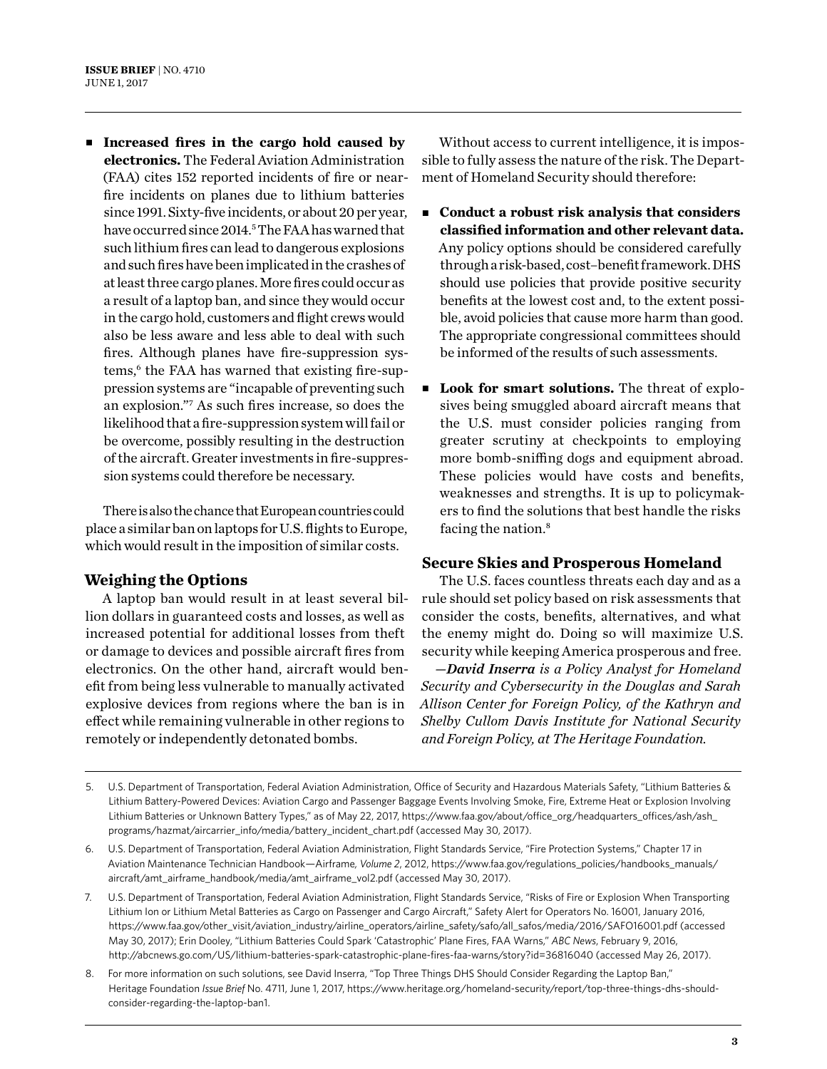- **Increased fires in the cargo hold caused by electronics.** The Federal Aviation Administration (FAA) cites 152 reported incidents of fire or near-fire incidents on planes due to lithium batteries since 1991. Sixty-five incidents, or about 20 per year, have occurred since 2014.[5] The FAA has warned that such lithium fires can lead to dangerous explosions and such fires have been implicated in the crashes of at least three cargo planes. More fires could occur as a result of a laptop ban, and since they would occur in the cargo hold, customers and flight crews would also be less aware and less able to deal with such fires. Although planes have fire-suppression systems,[6] the FAA has warned that existing fire-suppression systems are "incapable of preventing such an explosion."[7] As such fires increase, so does the likelihood that a fire-suppression system will fail or be overcome, possibly resulting in the destruction of the aircraft. Greater investments in fire-suppression systems could therefore be necessary.

There is also the chance that European countries could place a similar ban on laptops for U.S. flights to Europe, which would result in the imposition of similar costs.

## Weighing the Options

A laptop ban would result in at least several billion dollars in guaranteed costs and losses, as well as increased potential for additional losses from theft or damage to devices and possible aircraft fires from electronics. On the other hand, aircraft would benefit from being less vulnerable to manually activated explosive devices from regions where the ban is in effect while remaining vulnerable in other regions to remotely or independently detonated bombs.

Without access to current intelligence, it is impossible to fully assess the nature of the risk. The Department of Homeland Security should therefore:

- **Conduct a robust risk analysis that considers classified information and other relevant data.** Any policy options should be considered carefully through a risk-based, cost–benefit framework. DHS should use policies that provide positive security benefits at the lowest cost and, to the extent possible, avoid policies that cause more harm than good. The appropriate congressional committees should be informed of the results of such assessments.
- **Look for smart solutions.** The threat of explosives being smuggled aboard aircraft means that the U.S. must consider policies ranging from greater scrutiny at checkpoints to employing more bomb-sniffing dogs and equipment abroad. These policies would have costs and benefits, weaknesses and strengths. It is up to policymakers to find the solutions that best handle the risks facing the nation.[8]

## Secure Skies and Prosperous Homeland

The U.S. faces countless threats each day and as a rule should set policy based on risk assessments that consider the costs, benefits, alternatives, and what the enemy might do. Doing so will maximize U.S. security while keeping America prosperous and free.

*—**David Inserra** is a Policy Analyst for Homeland Security and Cybersecurity in the Douglas and Sarah Allison Center for Foreign Policy, of the Kathryn and Shelby Cullom Davis Institute for National Security and Foreign Policy, at The Heritage Foundation.*

---

5. U.S. Department of Transportation, Federal Aviation Administration, Office of Security and Hazardous Materials Safety, "Lithium Batteries & Lithium Battery-Powered Devices: Aviation Cargo and Passenger Baggage Events Involving Smoke, Fire, Extreme Heat or Explosion Involving Lithium Batteries or Unknown Battery Types," as of May 22, 2017, https://www.faa.gov/about/office_org/headquarters_offices/ash/ash_programs/hazmat/aircarrier_info/media/battery_incident_chart.pdf (accessed May 30, 2017).
6. U.S. Department of Transportation, Federal Aviation Administration, Flight Standards Service, "Fire Protection Systems," Chapter 17 in Aviation Maintenance Technician Handbook—Airframe, *Volume 2*, 2012, https://www.faa.gov/regulations_policies/handbooks_manuals/aircraft/amt_airframe_handbook/media/amt_airframe_vol2.pdf (accessed May 30, 2017).
7. U.S. Department of Transportation, Federal Aviation Administration, Flight Standards Service, "Risks of Fire or Explosion When Transporting Lithium Ion or Lithium Metal Batteries as Cargo on Passenger and Cargo Aircraft," Safety Alert for Operators No. 16001, January 2016, https://www.faa.gov/other_visit/aviation_industry/airline_operators/airline_safety/safo/all_safos/media/2016/SAFO16001.pdf (accessed May 30, 2017); Erin Dooley, "Lithium Batteries Could Spark 'Catastrophic' Plane Fires, FAA Warns," *ABC News*, February 9, 2016, http://abcnews.go.com/US/lithium-batteries-spark-catastrophic-plane-fires-faa-warns/story?id=36816040 (accessed May 26, 2017).
8. For more information on such solutions, see David Inserra, "Top Three Things DHS Should Consider Regarding the Laptop Ban," Heritage Foundation *Issue Brief* No. 4711, June 1, 2017, https://www.heritage.org/homeland-security/report/top-three-things-dhs-should-consider-regarding-the-laptop-ban1.